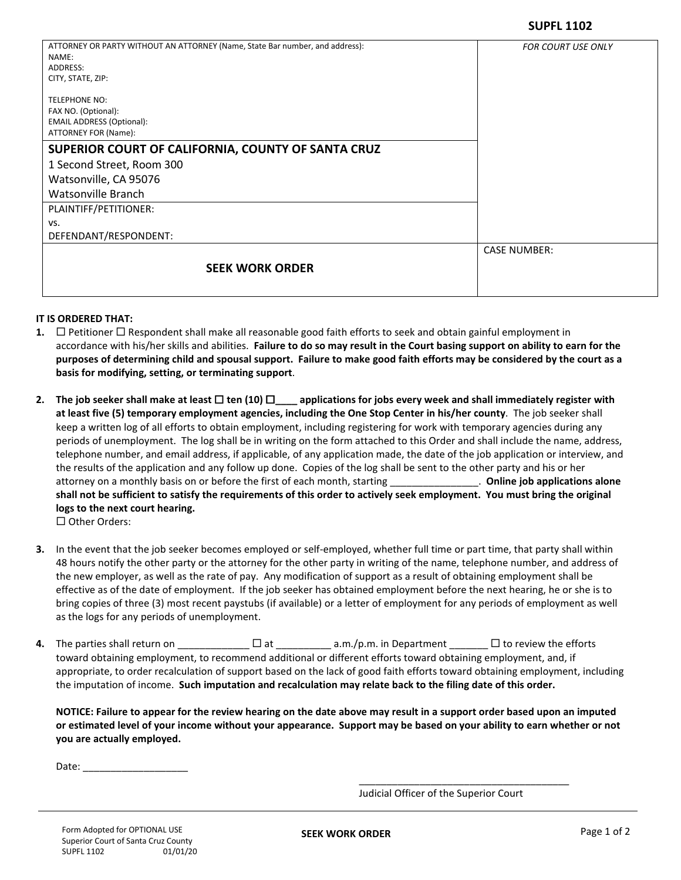**SUPFL 1102**

| ATTORNEY OR PARTY WITHOUT AN ATTORNEY (Name, State Bar number, and address): NAME: ADDRESS: CITY, STATE, ZIP: TELEPHONE NO: FAX NO. (Optional): EMAIL ADDRESS (Optional): ATTORNEY FOR (Name): | *FOR COURT USE ONLY* |
|---|---|
| **SUPERIOR COURT OF CALIFORNIA, COUNTY OF SANTA CRUZ** 1 Second Street, Room 300 Watsonville, CA 95076 Watsonville Branch | |
| PLAINTIFF/PETITIONER: vs. DEFENDANT/RESPONDENT: | |
| **SEEK WORK ORDER** | CASE NUMBER: |

**IT IS ORDERED THAT:**

1. ☐ Petitioner ☐ Respondent shall make all reasonable good faith efforts to seek and obtain gainful employment in accordance with his/her skills and abilities. **Failure to do so may result in the Court basing support on ability to earn for the purposes of determining child and spousal support. Failure to make good faith efforts may be considered by the court as a basis for modifying, setting, or terminating support**.

2. **The job seeker shall make at least ☐ ten (10) ☐____ applications for jobs every week and shall immediately register with at least five (5) temporary employment agencies, including the One Stop Center in his/her county**. The job seeker shall keep a written log of all efforts to obtain employment, including registering for work with temporary agencies during any periods of unemployment. The log shall be in writing on the form attached to this Order and shall include the name, address, telephone number, and email address, if applicable, of any application made, the date of the job application or interview, and the results of the application and any follow up done. Copies of the log shall be sent to the other party and his or her attorney on a monthly basis on or before the first of each month, starting ________________. **Online job applications alone shall not be sufficient to satisfy the requirements of this order to actively seek employment. You must bring the original logs to the next court hearing.**
   ☐ Other Orders:

3. In the event that the job seeker becomes employed or self-employed, whether full time or part time, that party shall within 48 hours notify the other party or the attorney for the other party in writing of the name, telephone number, and address of the new employer, as well as the rate of pay. Any modification of support as a result of obtaining employment shall be effective as of the date of employment. If the job seeker has obtained employment before the next hearing, he or she is to bring copies of three (3) most recent paystubs (if available) or a letter of employment for any periods of employment as well as the logs for any periods of unemployment.

4. The parties shall return on _____________ ☐ at __________ a.m./p.m. in Department _______ ☐ to review the efforts toward obtaining employment, to recommend additional or different efforts toward obtaining employment, and, if appropriate, to order recalculation of support based on the lack of good faith efforts toward obtaining employment, including the imputation of income. **Such imputation and recalculation may relate back to the filing date of this order.**

   **NOTICE: Failure to appear for the review hearing on the date above may result in a support order based upon an imputed or estimated level of your income without your appearance. Support may be based on your ability to earn whether or not you are actually employed.**

   Date: ____________________

   ________________________________________
   Judicial Officer of the Superior Court

Form Adopted for OPTIONAL USE
Superior Court of Santa Cruz County
SUPFL 1102 01/01/20

**SEEK WORK ORDER**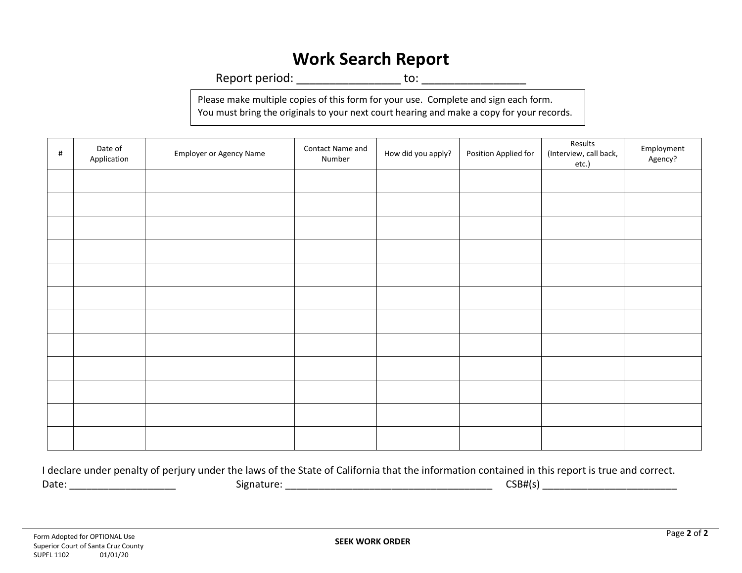# Work Search Report

Report period: _______________ to: _______________

Please make multiple copies of this form for your use. Complete and sign each form.
You must bring the originals to your next court hearing and make a copy for your records.

| # | Date of Application | Employer or Agency Name | Contact Name and Number | How did you apply? | Position Applied for | Results (Interview, call back, etc.) | Employment Agency? |
|---|---|---|---|---|---|---|---|
| | | | | | | | |
| | | | | | | | |
| | | | | | | | |
| | | | | | | | |
| | | | | | | | |
| | | | | | | | |
| | | | | | | | |
| | | | | | | | |
| | | | | | | | |
| | | | | | | | |
| | | | | | | | |
| | | | | | | | |

I declare under penalty of perjury under the laws of the State of California that the information contained in this report is true and correct.

Date: ___________________ Signature: _____________________________________ CSB#(s) ________________________

Form Adopted for OPTIONAL Use
Superior Court of Santa Cruz County
SUPFL 1102 01/01/20

SEEK WORK ORDER